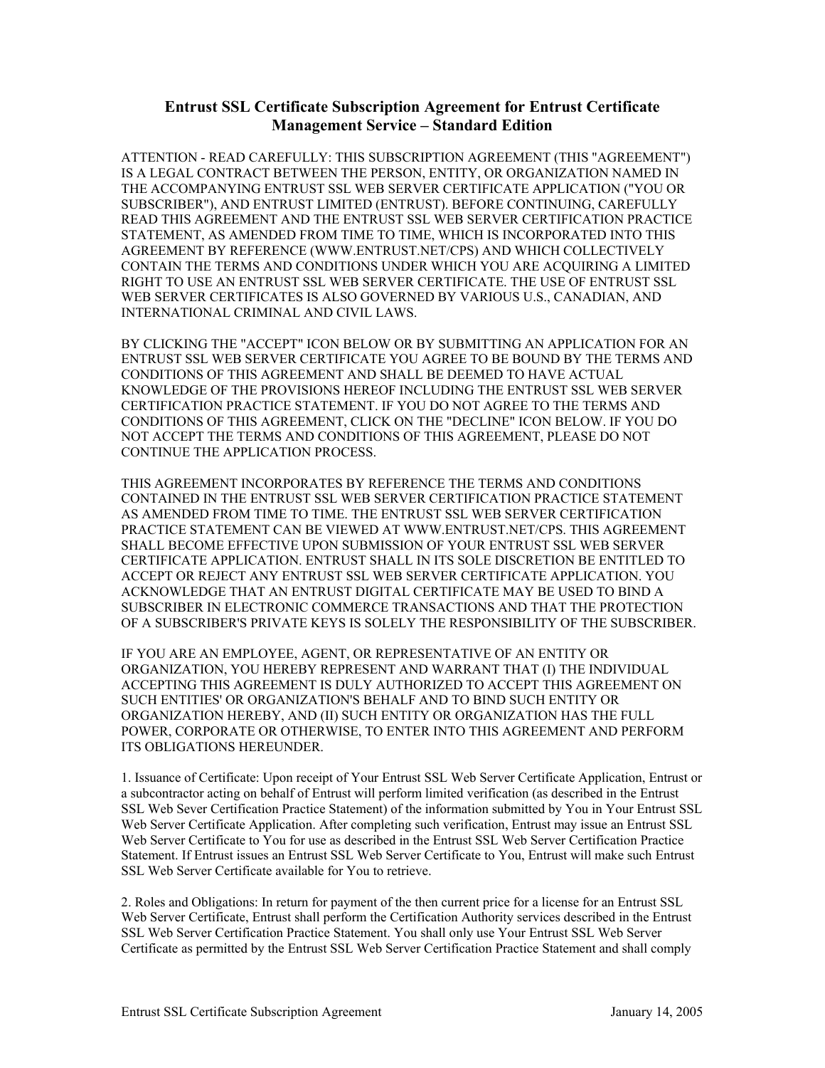# Entrust SSL Certificate Subscription Agreement for Entrust Certificate Management Service – Standard Edition

ATTENTION - READ CAREFULLY: THIS SUBSCRIPTION AGREEMENT (THIS "AGREEMENT") IS A LEGAL CONTRACT BETWEEN THE PERSON, ENTITY, OR ORGANIZATION NAMED IN THE ACCOMPANYING ENTRUST SSL WEB SERVER CERTIFICATE APPLICATION ("YOU OR SUBSCRIBER"), AND ENTRUST LIMITED (ENTRUST). BEFORE CONTINUING, CAREFULLY READ THIS AGREEMENT AND THE ENTRUST SSL WEB SERVER CERTIFICATION PRACTICE STATEMENT, AS AMENDED FROM TIME TO TIME, WHICH IS INCORPORATED INTO THIS AGREEMENT BY REFERENCE (WWW.ENTRUST.NET/CPS) AND WHICH COLLECTIVELY CONTAIN THE TERMS AND CONDITIONS UNDER WHICH YOU ARE ACQUIRING A LIMITED RIGHT TO USE AN ENTRUST SSL WEB SERVER CERTIFICATE. THE USE OF ENTRUST SSL WEB SERVER CERTIFICATES IS ALSO GOVERNED BY VARIOUS U.S., CANADIAN, AND INTERNATIONAL CRIMINAL AND CIVIL LAWS.

BY CLICKING THE "ACCEPT" ICON BELOW OR BY SUBMITTING AN APPLICATION FOR AN ENTRUST SSL WEB SERVER CERTIFICATE YOU AGREE TO BE BOUND BY THE TERMS AND CONDITIONS OF THIS AGREEMENT AND SHALL BE DEEMED TO HAVE ACTUAL KNOWLEDGE OF THE PROVISIONS HEREOF INCLUDING THE ENTRUST SSL WEB SERVER CERTIFICATION PRACTICE STATEMENT. IF YOU DO NOT AGREE TO THE TERMS AND CONDITIONS OF THIS AGREEMENT, CLICK ON THE "DECLINE" ICON BELOW. IF YOU DO NOT ACCEPT THE TERMS AND CONDITIONS OF THIS AGREEMENT, PLEASE DO NOT CONTINUE THE APPLICATION PROCESS.

THIS AGREEMENT INCORPORATES BY REFERENCE THE TERMS AND CONDITIONS CONTAINED IN THE ENTRUST SSL WEB SERVER CERTIFICATION PRACTICE STATEMENT AS AMENDED FROM TIME TO TIME. THE ENTRUST SSL WEB SERVER CERTIFICATION PRACTICE STATEMENT CAN BE VIEWED AT WWW.ENTRUST.NET/CPS. THIS AGREEMENT SHALL BECOME EFFECTIVE UPON SUBMISSION OF YOUR ENTRUST SSL WEB SERVER CERTIFICATE APPLICATION. ENTRUST SHALL IN ITS SOLE DISCRETION BE ENTITLED TO ACCEPT OR REJECT ANY ENTRUST SSL WEB SERVER CERTIFICATE APPLICATION. YOU ACKNOWLEDGE THAT AN ENTRUST DIGITAL CERTIFICATE MAY BE USED TO BIND A SUBSCRIBER IN ELECTRONIC COMMERCE TRANSACTIONS AND THAT THE PROTECTION OF A SUBSCRIBER'S PRIVATE KEYS IS SOLELY THE RESPONSIBILITY OF THE SUBSCRIBER.

IF YOU ARE AN EMPLOYEE, AGENT, OR REPRESENTATIVE OF AN ENTITY OR ORGANIZATION, YOU HEREBY REPRESENT AND WARRANT THAT (I) THE INDIVIDUAL ACCEPTING THIS AGREEMENT IS DULY AUTHORIZED TO ACCEPT THIS AGREEMENT ON SUCH ENTITIES' OR ORGANIZATION'S BEHALF AND TO BIND SUCH ENTITY OR ORGANIZATION HEREBY, AND (II) SUCH ENTITY OR ORGANIZATION HAS THE FULL POWER, CORPORATE OR OTHERWISE, TO ENTER INTO THIS AGREEMENT AND PERFORM ITS OBLIGATIONS HEREUNDER.

1. Issuance of Certificate: Upon receipt of Your Entrust SSL Web Server Certificate Application, Entrust or a subcontractor acting on behalf of Entrust will perform limited verification (as described in the Entrust SSL Web Sever Certification Practice Statement) of the information submitted by You in Your Entrust SSL Web Server Certificate Application. After completing such verification, Entrust may issue an Entrust SSL Web Server Certificate to You for use as described in the Entrust SSL Web Server Certification Practice Statement. If Entrust issues an Entrust SSL Web Server Certificate to You, Entrust will make such Entrust SSL Web Server Certificate available for You to retrieve.

2. Roles and Obligations: In return for payment of the then current price for a license for an Entrust SSL Web Server Certificate, Entrust shall perform the Certification Authority services described in the Entrust SSL Web Server Certification Practice Statement. You shall only use Your Entrust SSL Web Server Certificate as permitted by the Entrust SSL Web Server Certification Practice Statement and shall comply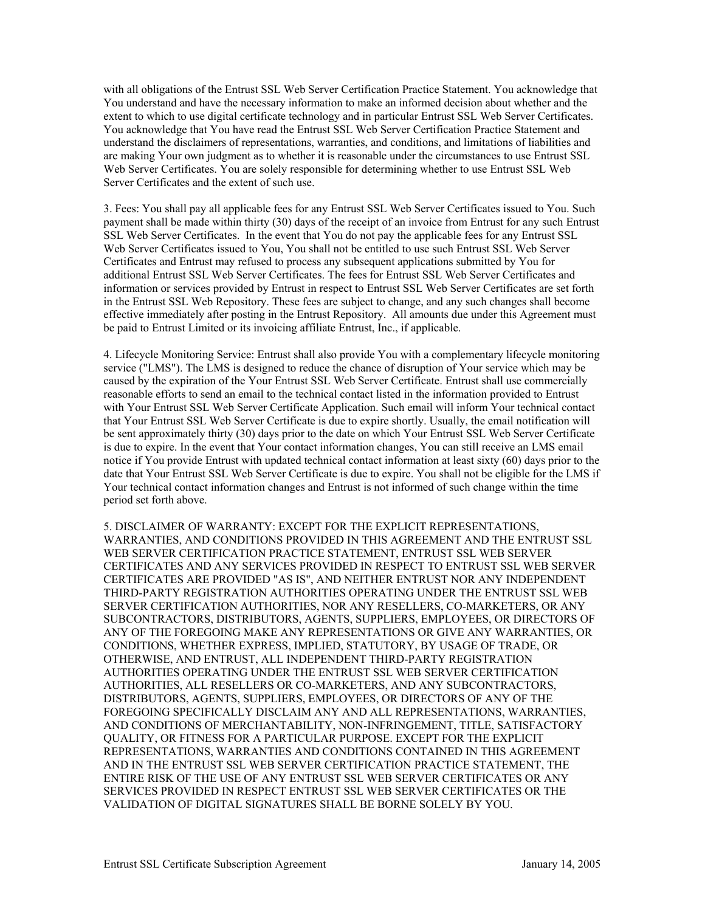with all obligations of the Entrust SSL Web Server Certification Practice Statement. You acknowledge that You understand and have the necessary information to make an informed decision about whether and the extent to which to use digital certificate technology and in particular Entrust SSL Web Server Certificates. You acknowledge that You have read the Entrust SSL Web Server Certification Practice Statement and understand the disclaimers of representations, warranties, and conditions, and limitations of liabilities and are making Your own judgment as to whether it is reasonable under the circumstances to use Entrust SSL Web Server Certificates. You are solely responsible for determining whether to use Entrust SSL Web Server Certificates and the extent of such use.

3. Fees: You shall pay all applicable fees for any Entrust SSL Web Server Certificates issued to You. Such payment shall be made within thirty (30) days of the receipt of an invoice from Entrust for any such Entrust SSL Web Server Certificates. In the event that You do not pay the applicable fees for any Entrust SSL Web Server Certificates issued to You, You shall not be entitled to use such Entrust SSL Web Server Certificates and Entrust may refused to process any subsequent applications submitted by You for additional Entrust SSL Web Server Certificates. The fees for Entrust SSL Web Server Certificates and information or services provided by Entrust in respect to Entrust SSL Web Server Certificates are set forth in the Entrust SSL Web Repository. These fees are subject to change, and any such changes shall become effective immediately after posting in the Entrust Repository. All amounts due under this Agreement must be paid to Entrust Limited or its invoicing affiliate Entrust, Inc., if applicable.

4. Lifecycle Monitoring Service: Entrust shall also provide You with a complementary lifecycle monitoring service ("LMS"). The LMS is designed to reduce the chance of disruption of Your service which may be caused by the expiration of the Your Entrust SSL Web Server Certificate. Entrust shall use commercially reasonable efforts to send an email to the technical contact listed in the information provided to Entrust with Your Entrust SSL Web Server Certificate Application. Such email will inform Your technical contact that Your Entrust SSL Web Server Certificate is due to expire shortly. Usually, the email notification will be sent approximately thirty (30) days prior to the date on which Your Entrust SSL Web Server Certificate is due to expire. In the event that Your contact information changes, You can still receive an LMS email notice if You provide Entrust with updated technical contact information at least sixty (60) days prior to the date that Your Entrust SSL Web Server Certificate is due to expire. You shall not be eligible for the LMS if Your technical contact information changes and Entrust is not informed of such change within the time period set forth above.

5. DISCLAIMER OF WARRANTY: EXCEPT FOR THE EXPLICIT REPRESENTATIONS, WARRANTIES, AND CONDITIONS PROVIDED IN THIS AGREEMENT AND THE ENTRUST SSL WEB SERVER CERTIFICATION PRACTICE STATEMENT, ENTRUST SSL WEB SERVER CERTIFICATES AND ANY SERVICES PROVIDED IN RESPECT TO ENTRUST SSL WEB SERVER CERTIFICATES ARE PROVIDED "AS IS", AND NEITHER ENTRUST NOR ANY INDEPENDENT THIRD-PARTY REGISTRATION AUTHORITIES OPERATING UNDER THE ENTRUST SSL WEB SERVER CERTIFICATION AUTHORITIES, NOR ANY RESELLERS, CO-MARKETERS, OR ANY SUBCONTRACTORS, DISTRIBUTORS, AGENTS, SUPPLIERS, EMPLOYEES, OR DIRECTORS OF ANY OF THE FOREGOING MAKE ANY REPRESENTATIONS OR GIVE ANY WARRANTIES, OR CONDITIONS, WHETHER EXPRESS, IMPLIED, STATUTORY, BY USAGE OF TRADE, OR OTHERWISE, AND ENTRUST, ALL INDEPENDENT THIRD-PARTY REGISTRATION AUTHORITIES OPERATING UNDER THE ENTRUST SSL WEB SERVER CERTIFICATION AUTHORITIES, ALL RESELLERS OR CO-MARKETERS, AND ANY SUBCONTRACTORS, DISTRIBUTORS, AGENTS, SUPPLIERS, EMPLOYEES, OR DIRECTORS OF ANY OF THE FOREGOING SPECIFICALLY DISCLAIM ANY AND ALL REPRESENTATIONS, WARRANTIES, AND CONDITIONS OF MERCHANTABILITY, NON-INFRINGEMENT, TITLE, SATISFACTORY QUALITY, OR FITNESS FOR A PARTICULAR PURPOSE. EXCEPT FOR THE EXPLICIT REPRESENTATIONS, WARRANTIES AND CONDITIONS CONTAINED IN THIS AGREEMENT AND IN THE ENTRUST SSL WEB SERVER CERTIFICATION PRACTICE STATEMENT, THE ENTIRE RISK OF THE USE OF ANY ENTRUST SSL WEB SERVER CERTIFICATES OR ANY SERVICES PROVIDED IN RESPECT ENTRUST SSL WEB SERVER CERTIFICATES OR THE VALIDATION OF DIGITAL SIGNATURES SHALL BE BORNE SOLELY BY YOU.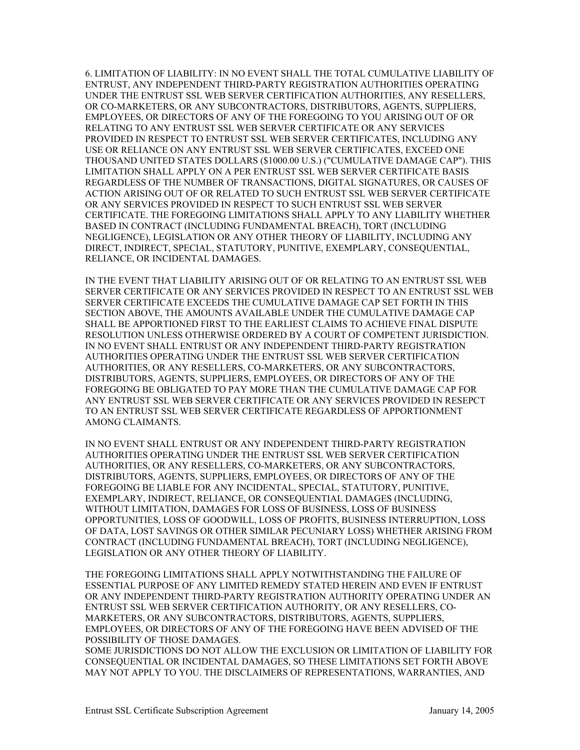6. LIMITATION OF LIABILITY: IN NO EVENT SHALL THE TOTAL CUMULATIVE LIABILITY OF ENTRUST, ANY INDEPENDENT THIRD-PARTY REGISTRATION AUTHORITIES OPERATING UNDER THE ENTRUST SSL WEB SERVER CERTIFICATION AUTHORITIES, ANY RESELLERS, OR CO-MARKETERS, OR ANY SUBCONTRACTORS, DISTRIBUTORS, AGENTS, SUPPLIERS, EMPLOYEES, OR DIRECTORS OF ANY OF THE FOREGOING TO YOU ARISING OUT OF OR RELATING TO ANY ENTRUST SSL WEB SERVER CERTIFICATE OR ANY SERVICES PROVIDED IN RESPECT TO ENTRUST SSL WEB SERVER CERTIFICATES, INCLUDING ANY USE OR RELIANCE ON ANY ENTRUST SSL WEB SERVER CERTIFICATES, EXCEED ONE THOUSAND UNITED STATES DOLLARS ($1000.00 U.S.) ("CUMULATIVE DAMAGE CAP"). THIS LIMITATION SHALL APPLY ON A PER ENTRUST SSL WEB SERVER CERTIFICATE BASIS REGARDLESS OF THE NUMBER OF TRANSACTIONS, DIGITAL SIGNATURES, OR CAUSES OF ACTION ARISING OUT OF OR RELATED TO SUCH ENTRUST SSL WEB SERVER CERTIFICATE OR ANY SERVICES PROVIDED IN RESPECT TO SUCH ENTRUST SSL WEB SERVER CERTIFICATE. THE FOREGOING LIMITATIONS SHALL APPLY TO ANY LIABILITY WHETHER BASED IN CONTRACT (INCLUDING FUNDAMENTAL BREACH), TORT (INCLUDING NEGLIGENCE), LEGISLATION OR ANY OTHER THEORY OF LIABILITY, INCLUDING ANY DIRECT, INDIRECT, SPECIAL, STATUTORY, PUNITIVE, EXEMPLARY, CONSEQUENTIAL, RELIANCE, OR INCIDENTAL DAMAGES.

IN THE EVENT THAT LIABILITY ARISING OUT OF OR RELATING TO AN ENTRUST SSL WEB SERVER CERTIFICATE OR ANY SERVICES PROVIDED IN RESPECT TO AN ENTRUST SSL WEB SERVER CERTIFICATE EXCEEDS THE CUMULATIVE DAMAGE CAP SET FORTH IN THIS SECTION ABOVE, THE AMOUNTS AVAILABLE UNDER THE CUMULATIVE DAMAGE CAP SHALL BE APPORTIONED FIRST TO THE EARLIEST CLAIMS TO ACHIEVE FINAL DISPUTE RESOLUTION UNLESS OTHERWISE ORDERED BY A COURT OF COMPETENT JURISDICTION. IN NO EVENT SHALL ENTRUST OR ANY INDEPENDENT THIRD-PARTY REGISTRATION AUTHORITIES OPERATING UNDER THE ENTRUST SSL WEB SERVER CERTIFICATION AUTHORITIES, OR ANY RESELLERS, CO-MARKETERS, OR ANY SUBCONTRACTORS, DISTRIBUTORS, AGENTS, SUPPLIERS, EMPLOYEES, OR DIRECTORS OF ANY OF THE FOREGOING BE OBLIGATED TO PAY MORE THAN THE CUMULATIVE DAMAGE CAP FOR ANY ENTRUST SSL WEB SERVER CERTIFICATE OR ANY SERVICES PROVIDED IN RESEPCT TO AN ENTRUST SSL WEB SERVER CERTIFICATE REGARDLESS OF APPORTIONMENT AMONG CLAIMANTS.

IN NO EVENT SHALL ENTRUST OR ANY INDEPENDENT THIRD-PARTY REGISTRATION AUTHORITIES OPERATING UNDER THE ENTRUST SSL WEB SERVER CERTIFICATION AUTHORITIES, OR ANY RESELLERS, CO-MARKETERS, OR ANY SUBCONTRACTORS, DISTRIBUTORS, AGENTS, SUPPLIERS, EMPLOYEES, OR DIRECTORS OF ANY OF THE FOREGOING BE LIABLE FOR ANY INCIDENTAL, SPECIAL, STATUTORY, PUNITIVE, EXEMPLARY, INDIRECT, RELIANCE, OR CONSEQUENTIAL DAMAGES (INCLUDING, WITHOUT LIMITATION, DAMAGES FOR LOSS OF BUSINESS, LOSS OF BUSINESS OPPORTUNITIES, LOSS OF GOODWILL, LOSS OF PROFITS, BUSINESS INTERRUPTION, LOSS OF DATA, LOST SAVINGS OR OTHER SIMILAR PECUNIARY LOSS) WHETHER ARISING FROM CONTRACT (INCLUDING FUNDAMENTAL BREACH), TORT (INCLUDING NEGLIGENCE), LEGISLATION OR ANY OTHER THEORY OF LIABILITY.

THE FOREGOING LIMITATIONS SHALL APPLY NOTWITHSTANDING THE FAILURE OF ESSENTIAL PURPOSE OF ANY LIMITED REMEDY STATED HEREIN AND EVEN IF ENTRUST OR ANY INDEPENDENT THIRD-PARTY REGISTRATION AUTHORITY OPERATING UNDER AN ENTRUST SSL WEB SERVER CERTIFICATION AUTHORITY, OR ANY RESELLERS, CO-MARKETERS, OR ANY SUBCONTRACTORS, DISTRIBUTORS, AGENTS, SUPPLIERS, EMPLOYEES, OR DIRECTORS OF ANY OF THE FOREGOING HAVE BEEN ADVISED OF THE POSSIBILITY OF THOSE DAMAGES.
SOME JURISDICTIONS DO NOT ALLOW THE EXCLUSION OR LIMITATION OF LIABILITY FOR CONSEQUENTIAL OR INCIDENTAL DAMAGES, SO THESE LIMITATIONS SET FORTH ABOVE MAY NOT APPLY TO YOU. THE DISCLAIMERS OF REPRESENTATIONS, WARRANTIES, AND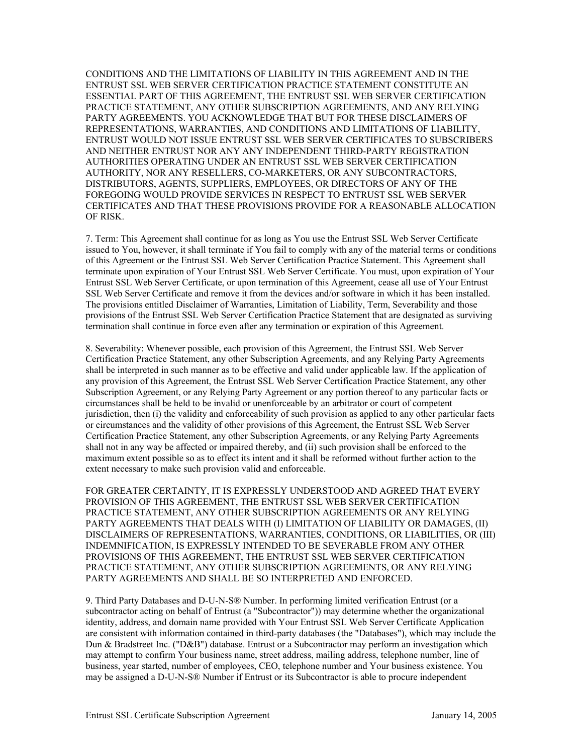CONDITIONS AND THE LIMITATIONS OF LIABILITY IN THIS AGREEMENT AND IN THE ENTRUST SSL WEB SERVER CERTIFICATION PRACTICE STATEMENT CONSTITUTE AN ESSENTIAL PART OF THIS AGREEMENT, THE ENTRUST SSL WEB SERVER CERTIFICATION PRACTICE STATEMENT, ANY OTHER SUBSCRIPTION AGREEMENTS, AND ANY RELYING PARTY AGREEMENTS. YOU ACKNOWLEDGE THAT BUT FOR THESE DISCLAIMERS OF REPRESENTATIONS, WARRANTIES, AND CONDITIONS AND LIMITATIONS OF LIABILITY, ENTRUST WOULD NOT ISSUE ENTRUST SSL WEB SERVER CERTIFICATES TO SUBSCRIBERS AND NEITHER ENTRUST NOR ANY ANY INDEPENDENT THIRD-PARTY REGISTRATION AUTHORITIES OPERATING UNDER AN ENTRUST SSL WEB SERVER CERTIFICATION AUTHORITY, NOR ANY RESELLERS, CO-MARKETERS, OR ANY SUBCONTRACTORS, DISTRIBUTORS, AGENTS, SUPPLIERS, EMPLOYEES, OR DIRECTORS OF ANY OF THE FOREGOING WOULD PROVIDE SERVICES IN RESPECT TO ENTRUST SSL WEB SERVER CERTIFICATES AND THAT THESE PROVISIONS PROVIDE FOR A REASONABLE ALLOCATION OF RISK.

7. Term: This Agreement shall continue for as long as You use the Entrust SSL Web Server Certificate issued to You, however, it shall terminate if You fail to comply with any of the material terms or conditions of this Agreement or the Entrust SSL Web Server Certification Practice Statement. This Agreement shall terminate upon expiration of Your Entrust SSL Web Server Certificate. You must, upon expiration of Your Entrust SSL Web Server Certificate, or upon termination of this Agreement, cease all use of Your Entrust SSL Web Server Certificate and remove it from the devices and/or software in which it has been installed. The provisions entitled Disclaimer of Warranties, Limitation of Liability, Term, Severability and those provisions of the Entrust SSL Web Server Certification Practice Statement that are designated as surviving termination shall continue in force even after any termination or expiration of this Agreement.

8. Severability: Whenever possible, each provision of this Agreement, the Entrust SSL Web Server Certification Practice Statement, any other Subscription Agreements, and any Relying Party Agreements shall be interpreted in such manner as to be effective and valid under applicable law. If the application of any provision of this Agreement, the Entrust SSL Web Server Certification Practice Statement, any other Subscription Agreement, or any Relying Party Agreement or any portion thereof to any particular facts or circumstances shall be held to be invalid or unenforceable by an arbitrator or court of competent jurisdiction, then (i) the validity and enforceability of such provision as applied to any other particular facts or circumstances and the validity of other provisions of this Agreement, the Entrust SSL Web Server Certification Practice Statement, any other Subscription Agreements, or any Relying Party Agreements shall not in any way be affected or impaired thereby, and (ii) such provision shall be enforced to the maximum extent possible so as to effect its intent and it shall be reformed without further action to the extent necessary to make such provision valid and enforceable.

FOR GREATER CERTAINTY, IT IS EXPRESSLY UNDERSTOOD AND AGREED THAT EVERY PROVISION OF THIS AGREEMENT, THE ENTRUST SSL WEB SERVER CERTIFICATION PRACTICE STATEMENT, ANY OTHER SUBSCRIPTION AGREEMENTS OR ANY RELYING PARTY AGREEMENTS THAT DEALS WITH (I) LIMITATION OF LIABILITY OR DAMAGES, (II) DISCLAIMERS OF REPRESENTATIONS, WARRANTIES, CONDITIONS, OR LIABILITIES, OR (III) INDEMNIFICATION, IS EXPRESSLY INTENDED TO BE SEVERABLE FROM ANY OTHER PROVISIONS OF THIS AGREEMENT, THE ENTRUST SSL WEB SERVER CERTIFICATION PRACTICE STATEMENT, ANY OTHER SUBSCRIPTION AGREEMENTS, OR ANY RELYING PARTY AGREEMENTS AND SHALL BE SO INTERPRETED AND ENFORCED.

9. Third Party Databases and D-U-N-S® Number. In performing limited verification Entrust (or a subcontractor acting on behalf of Entrust (a "Subcontractor")) may determine whether the organizational identity, address, and domain name provided with Your Entrust SSL Web Server Certificate Application are consistent with information contained in third-party databases (the "Databases"), which may include the Dun & Bradstreet Inc. ("D&B") database. Entrust or a Subcontractor may perform an investigation which may attempt to confirm Your business name, street address, mailing address, telephone number, line of business, year started, number of employees, CEO, telephone number and Your business existence. You may be assigned a D-U-N-S® Number if Entrust or its Subcontractor is able to procure independent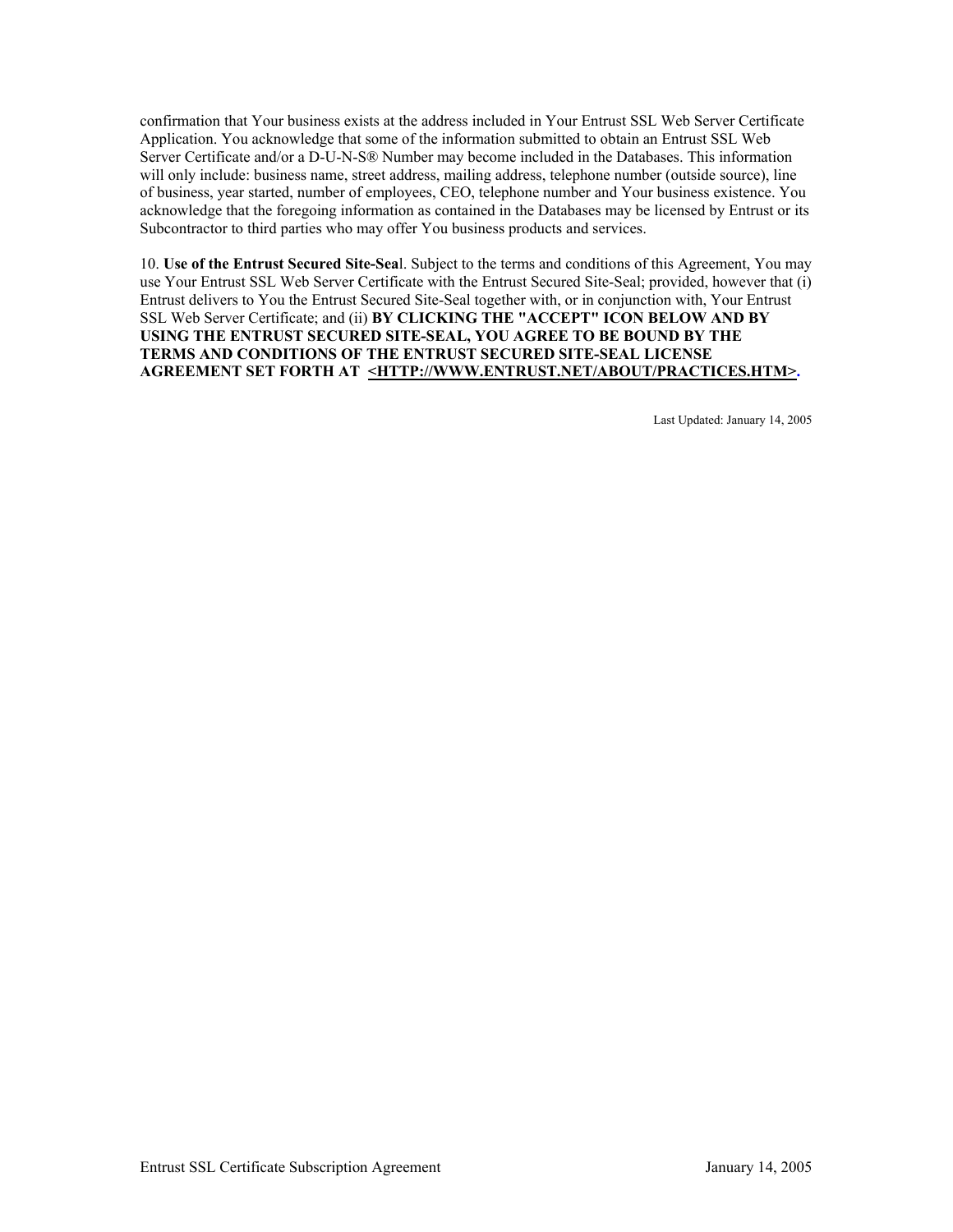confirmation that Your business exists at the address included in Your Entrust SSL Web Server Certificate Application. You acknowledge that some of the information submitted to obtain an Entrust SSL Web Server Certificate and/or a D-U-N-S® Number may become included in the Databases. This information will only include: business name, street address, mailing address, telephone number (outside source), line of business, year started, number of employees, CEO, telephone number and Your business existence. You acknowledge that the foregoing information as contained in the Databases may be licensed by Entrust or its Subcontractor to third parties who may offer You business products and services.

10. **Use of the Entrust Secured Site-Sea**l. Subject to the terms and conditions of this Agreement, You may use Your Entrust SSL Web Server Certificate with the Entrust Secured Site-Seal; provided, however that (i) Entrust delivers to You the Entrust Secured Site-Seal together with, or in conjunction with, Your Entrust SSL Web Server Certificate; and (ii) **BY CLICKING THE "ACCEPT" ICON BELOW AND BY USING THE ENTRUST SECURED SITE-SEAL, YOU AGREE TO BE BOUND BY THE TERMS AND CONDITIONS OF THE ENTRUST SECURED SITE-SEAL LICENSE AGREEMENT SET FORTH AT <HTTP://WWW.ENTRUST.NET/ABOUT/PRACTICES.HTM>.**

Last Updated: January 14, 2005